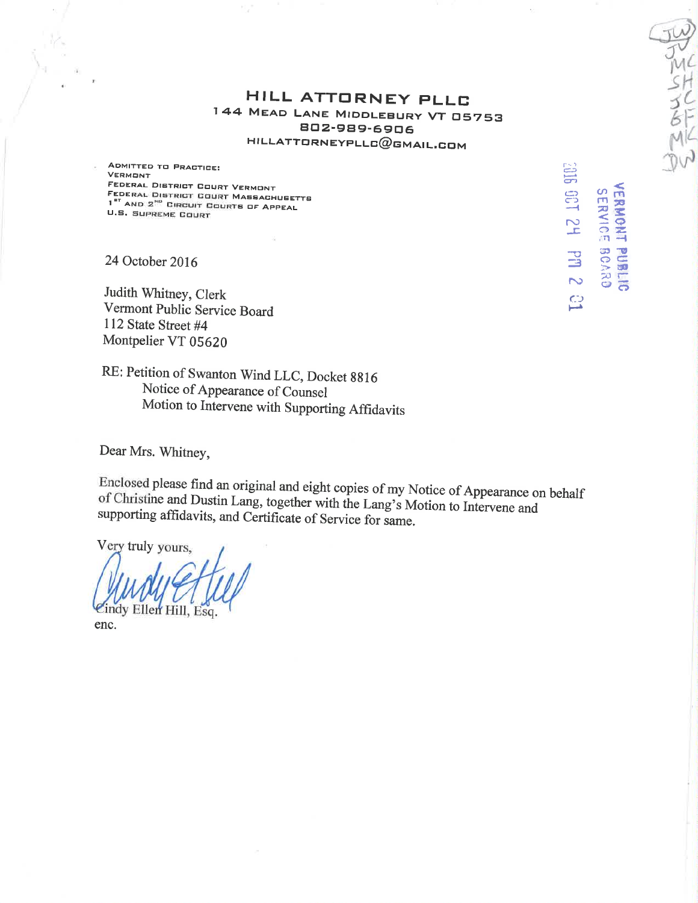# HILL ATTORNEY PLLC

144 MEAD LANE MIDDLEBURY VT 05753
802-989-6906
HILLATTORNEYPLLC@GMAIL.COM

ADMITTED TO PRACTICE:
VERMONT
FEDERAL DISTRICT COURT VERMONT
FEDERAL DISTRICT COURT MASSACHUSETTS
1ST AND 2ND CIRCUIT COURTS OF APPEAL
U.S. SUPREME COURT

VERMONT PUBLIC SERVICE BOARD
2016 OCT 24 PM 2 01

JW
JV
MC
SH
JC
GF
MK
DW

24 October 2016

Judith Whitney, Clerk
Vermont Public Service Board
112 State Street #4
Montpelier VT 05620

RE: Petition of Swanton Wind LLC, Docket 8816
Notice of Appearance of Counsel
Motion to Intervene with Supporting Affidavits

Dear Mrs. Whitney,

Enclosed please find an original and eight copies of my Notice of Appearance on behalf of Christine and Dustin Lang, together with the Lang's Motion to Intervene and supporting affidavits, and Certificate of Service for same.

Very truly yours,

Cindy Ellen Hill, Esq.

enc.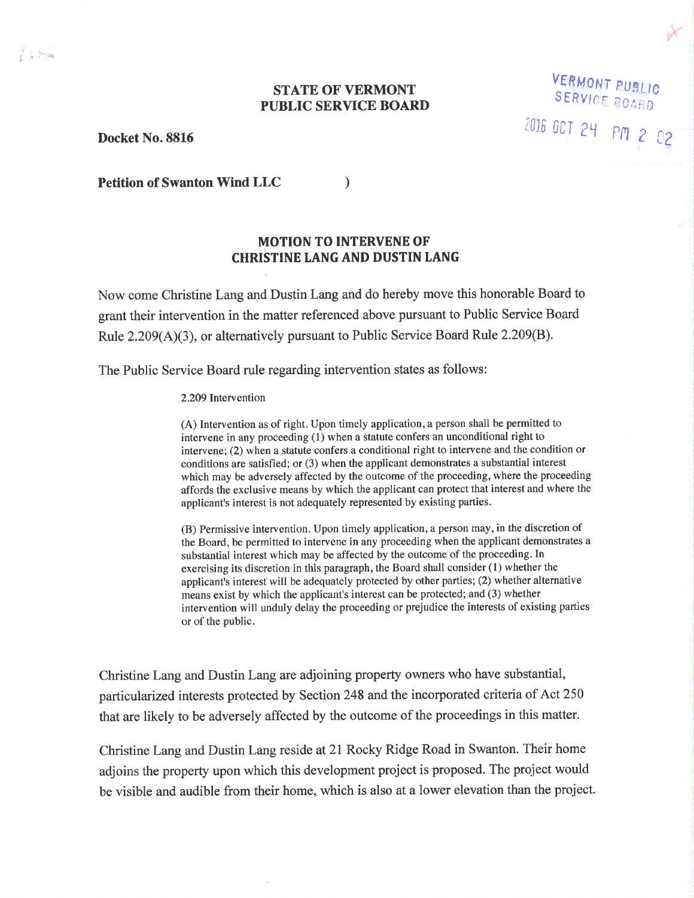**STATE OF VERMONT**
**PUBLIC SERVICE BOARD**

VERMONT PUBLIC SERVICE BOARD

2016 OCT 24 PM 2 02

**Docket No. 8816**

**Petition of Swanton Wind LLC** )

## MOTION TO INTERVENE OF CHRISTINE LANG AND DUSTIN LANG

Now come Christine Lang and Dustin Lang and do hereby move this honorable Board to grant their intervention in the matter referenced above pursuant to Public Service Board Rule 2.209(A)(3), or alternatively pursuant to Public Service Board Rule 2.209(B).

The Public Service Board rule regarding intervention states as follows:

> 2.209 Intervention
>
> (A) Intervention as of right. Upon timely application, a person shall be permitted to intervene in any proceeding (1) when a statute confers an unconditional right to intervene; (2) when a statute confers a conditional right to intervene and the condition or conditions are satisfied; or (3) when the applicant demonstrates a substantial interest which may be adversely affected by the outcome of the proceeding, where the proceeding affords the exclusive means by which the applicant can protect that interest and where the applicant's interest is not adequately represented by existing parties.
>
> (B) Permissive intervention. Upon timely application, a person may, in the discretion of the Board, be permitted to intervene in any proceeding when the applicant demonstrates a substantial interest which may be affected by the outcome of the proceeding. In exercising its discretion in this paragraph, the Board shall consider (1) whether the applicant's interest will be adequately protected by other parties; (2) whether alternative means exist by which the applicant's interest can be protected; and (3) whether intervention will unduly delay the proceeding or prejudice the interests of existing parties or of the public.

Christine Lang and Dustin Lang are adjoining property owners who have substantial, particularized interests protected by Section 248 and the incorporated criteria of Act 250 that are likely to be adversely affected by the outcome of the proceedings in this matter.

Christine Lang and Dustin Lang reside at 21 Rocky Ridge Road in Swanton. Their home adjoins the property upon which this development project is proposed. The project would be visible and audible from their home, which is also at a lower elevation than the project.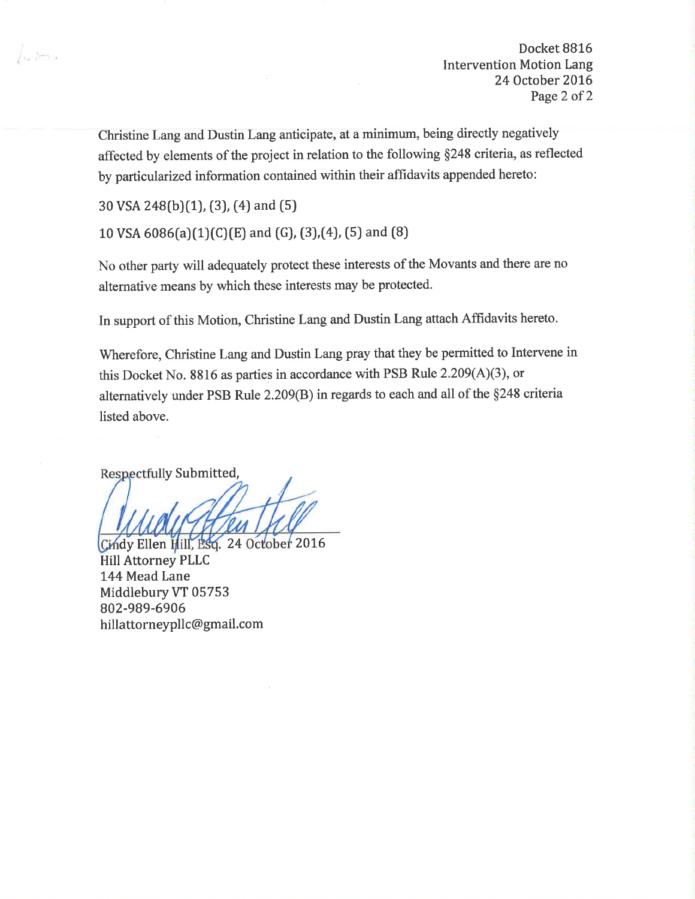Christine Lang and Dustin Lang anticipate, at a minimum, being directly negatively affected by elements of the project in relation to the following §248 criteria, as reflected by particularized information contained within their affidavits appended hereto:

30 VSA 248(b)(1), (3), (4) and (5)

10 VSA 6086(a)(1)(C)(E) and (G), (3),(4), (5) and (8)

No other party will adequately protect these interests of the Movants and there are no alternative means by which these interests may be protected.

In support of this Motion, Christine Lang and Dustin Lang attach Affidavits hereto.

Wherefore, Christine Lang and Dustin Lang pray that they be permitted to Intervene in this Docket No. 8816 as parties in accordance with PSB Rule 2.209(A)(3), or alternatively under PSB Rule 2.209(B) in regards to each and all of the §248 criteria listed above.

Respectfully Submitted,

Cindy Ellen Hill, Esq. 24 October 2016
Hill Attorney PLLC
144 Mead Lane
Middlebury VT 05753
802-989-6906
hillattorneypllc@gmail.com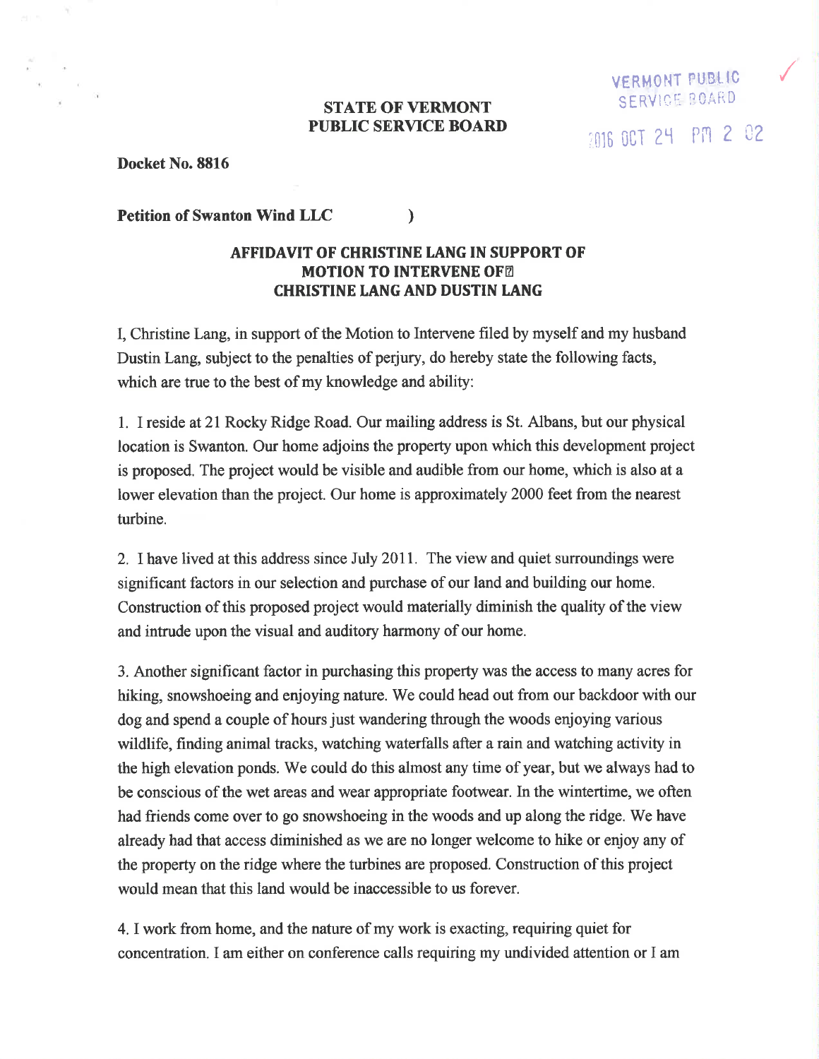VERMONT PUBLIC SERVICE BOARD

2016 OCT 24 PM 2 02

**STATE OF VERMONT**
**PUBLIC SERVICE BOARD**

**Docket No. 8816**

**Petition of Swanton Wind LLC** )

**AFFIDAVIT OF CHRISTINE LANG IN SUPPORT OF MOTION TO INTERVENE OF CHRISTINE LANG AND DUSTIN LANG**

I, Christine Lang, in support of the Motion to Intervene filed by myself and my husband Dustin Lang, subject to the penalties of perjury, do hereby state the following facts, which are true to the best of my knowledge and ability:

1. I reside at 21 Rocky Ridge Road. Our mailing address is St. Albans, but our physical location is Swanton. Our home adjoins the property upon which this development project is proposed. The project would be visible and audible from our home, which is also at a lower elevation than the project. Our home is approximately 2000 feet from the nearest turbine.

2. I have lived at this address since July 2011. The view and quiet surroundings were significant factors in our selection and purchase of our land and building our home. Construction of this proposed project would materially diminish the quality of the view and intrude upon the visual and auditory harmony of our home.

3. Another significant factor in purchasing this property was the access to many acres for hiking, snowshoeing and enjoying nature. We could head out from our backdoor with our dog and spend a couple of hours just wandering through the woods enjoying various wildlife, finding animal tracks, watching waterfalls after a rain and watching activity in the high elevation ponds. We could do this almost any time of year, but we always had to be conscious of the wet areas and wear appropriate footwear. In the wintertime, we often had friends come over to go snowshoeing in the woods and up along the ridge. We have already had that access diminished as we are no longer welcome to hike or enjoy any of the property on the ridge where the turbines are proposed. Construction of this project would mean that this land would be inaccessible to us forever.

4. I work from home, and the nature of my work is exacting, requiring quiet for concentration. I am either on conference calls requiring my undivided attention or I am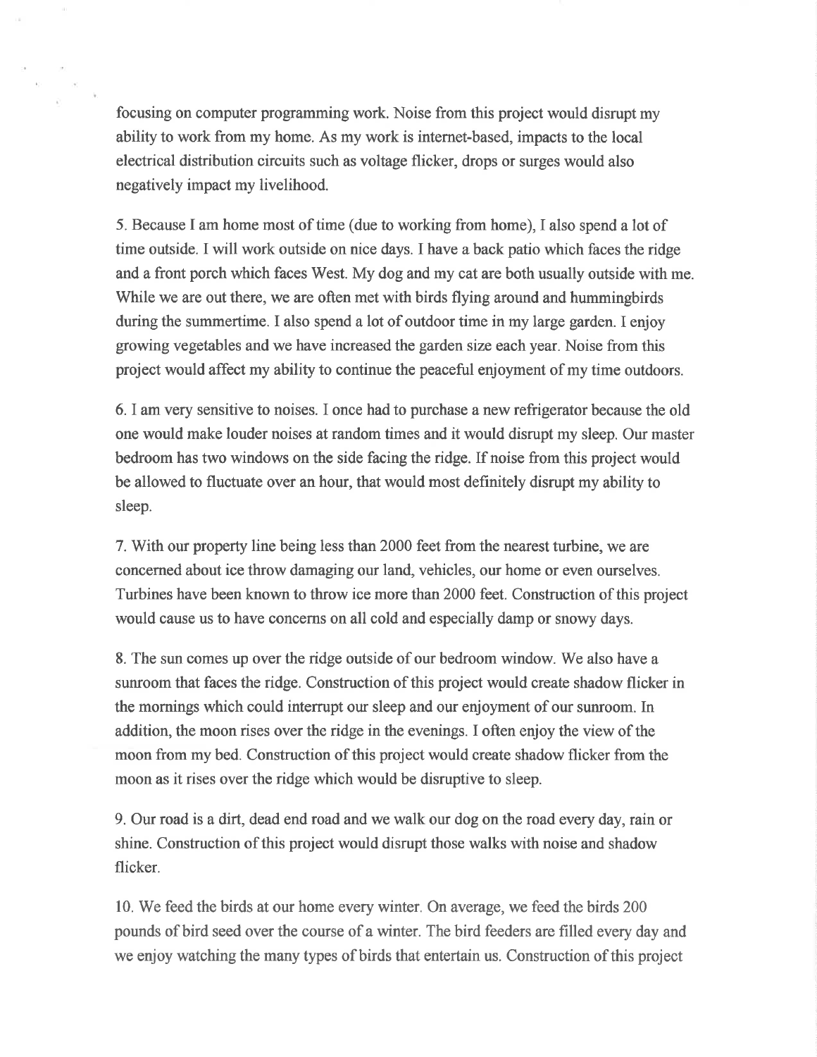focusing on computer programming work. Noise from this project would disrupt my ability to work from my home. As my work is internet-based, impacts to the local electrical distribution circuits such as voltage flicker, drops or surges would also negatively impact my livelihood.

5. Because I am home most of time (due to working from home), I also spend a lot of time outside. I will work outside on nice days. I have a back patio which faces the ridge and a front porch which faces West. My dog and my cat are both usually outside with me. While we are out there, we are often met with birds flying around and hummingbirds during the summertime. I also spend a lot of outdoor time in my large garden. I enjoy growing vegetables and we have increased the garden size each year. Noise from this project would affect my ability to continue the peaceful enjoyment of my time outdoors.

6. I am very sensitive to noises. I once had to purchase a new refrigerator because the old one would make louder noises at random times and it would disrupt my sleep. Our master bedroom has two windows on the side facing the ridge. If noise from this project would be allowed to fluctuate over an hour, that would most definitely disrupt my ability to sleep.

7. With our property line being less than 2000 feet from the nearest turbine, we are concerned about ice throw damaging our land, vehicles, our home or even ourselves. Turbines have been known to throw ice more than 2000 feet. Construction of this project would cause us to have concerns on all cold and especially damp or snowy days.

8. The sun comes up over the ridge outside of our bedroom window. We also have a sunroom that faces the ridge. Construction of this project would create shadow flicker in the mornings which could interrupt our sleep and our enjoyment of our sunroom. In addition, the moon rises over the ridge in the evenings. I often enjoy the view of the moon from my bed. Construction of this project would create shadow flicker from the moon as it rises over the ridge which would be disruptive to sleep.

9. Our road is a dirt, dead end road and we walk our dog on the road every day, rain or shine. Construction of this project would disrupt those walks with noise and shadow flicker.

10. We feed the birds at our home every winter. On average, we feed the birds 200 pounds of bird seed over the course of a winter. The bird feeders are filled every day and we enjoy watching the many types of birds that entertain us. Construction of this project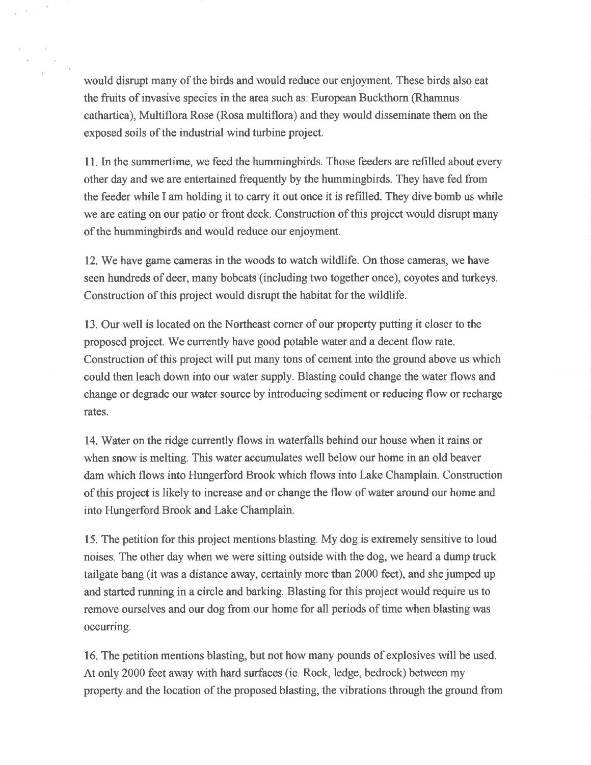would disrupt many of the birds and would reduce our enjoyment. These birds also eat the fruits of invasive species in the area such as: European Buckthorn (Rhamnus cathartica), Multiflora Rose (Rosa multiflora) and they would disseminate them on the exposed soils of the industrial wind turbine project.

11. In the summertime, we feed the hummingbirds. Those feeders are refilled about every other day and we are entertained frequently by the hummingbirds. They have fed from the feeder while I am holding it to carry it out once it is refilled. They dive bomb us while we are eating on our patio or front deck. Construction of this project would disrupt many of the hummingbirds and would reduce our enjoyment.

12. We have game cameras in the woods to watch wildlife. On those cameras, we have seen hundreds of deer, many bobcats (including two together once), coyotes and turkeys. Construction of this project would disrupt the habitat for the wildlife.

13. Our well is located on the Northeast corner of our property putting it closer to the proposed project. We currently have good potable water and a decent flow rate. Construction of this project will put many tons of cement into the ground above us which could then leach down into our water supply. Blasting could change the water flows and change or degrade our water source by introducing sediment or reducing flow or recharge rates.

14. Water on the ridge currently flows in waterfalls behind our house when it rains or when snow is melting. This water accumulates well below our home in an old beaver dam which flows into Hungerford Brook which flows into Lake Champlain. Construction of this project is likely to increase and or change the flow of water around our home and into Hungerford Brook and Lake Champlain.

15. The petition for this project mentions blasting. My dog is extremely sensitive to loud noises. The other day when we were sitting outside with the dog, we heard a dump truck tailgate bang (it was a distance away, certainly more than 2000 feet), and she jumped up and started running in a circle and barking. Blasting for this project would require us to remove ourselves and our dog from our home for all periods of time when blasting was occurring.

16. The petition mentions blasting, but not how many pounds of explosives will be used. At only 2000 feet away with hard surfaces (ie. Rock, ledge, bedrock) between my property and the location of the proposed blasting, the vibrations through the ground from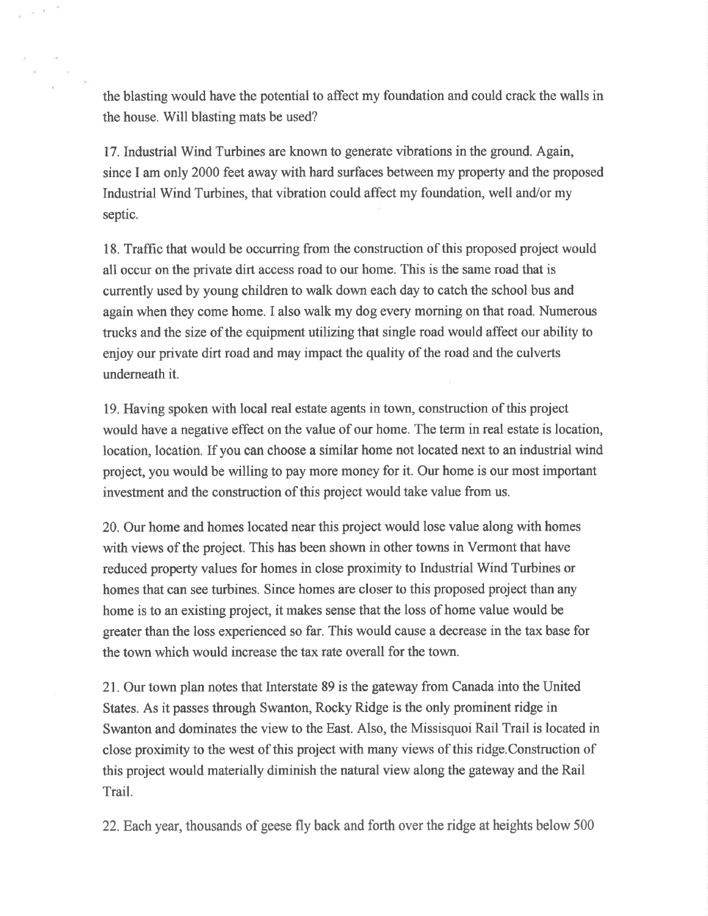the blasting would have the potential to affect my foundation and could crack the walls in the house. Will blasting mats be used?

17. Industrial Wind Turbines are known to generate vibrations in the ground. Again, since I am only 2000 feet away with hard surfaces between my property and the proposed Industrial Wind Turbines, that vibration could affect my foundation, well and/or my septic.

18. Traffic that would be occurring from the construction of this proposed project would all occur on the private dirt access road to our home. This is the same road that is currently used by young children to walk down each day to catch the school bus and again when they come home. I also walk my dog every morning on that road. Numerous trucks and the size of the equipment utilizing that single road would affect our ability to enjoy our private dirt road and may impact the quality of the road and the culverts underneath it.

19. Having spoken with local real estate agents in town, construction of this project would have a negative effect on the value of our home. The term in real estate is location, location, location. If you can choose a similar home not located next to an industrial wind project, you would be willing to pay more money for it. Our home is our most important investment and the construction of this project would take value from us.

20. Our home and homes located near this project would lose value along with homes with views of the project. This has been shown in other towns in Vermont that have reduced property values for homes in close proximity to Industrial Wind Turbines or homes that can see turbines. Since homes are closer to this proposed project than any home is to an existing project, it makes sense that the loss of home value would be greater than the loss experienced so far. This would cause a decrease in the tax base for the town which would increase the tax rate overall for the town.

21. Our town plan notes that Interstate 89 is the gateway from Canada into the United States. As it passes through Swanton, Rocky Ridge is the only prominent ridge in Swanton and dominates the view to the East. Also, the Missisquoi Rail Trail is located in close proximity to the west of this project with many views of this ridge.Construction of this project would materially diminish the natural view along the gateway and the Rail Trail.

22. Each year, thousands of geese fly back and forth over the ridge at heights below 500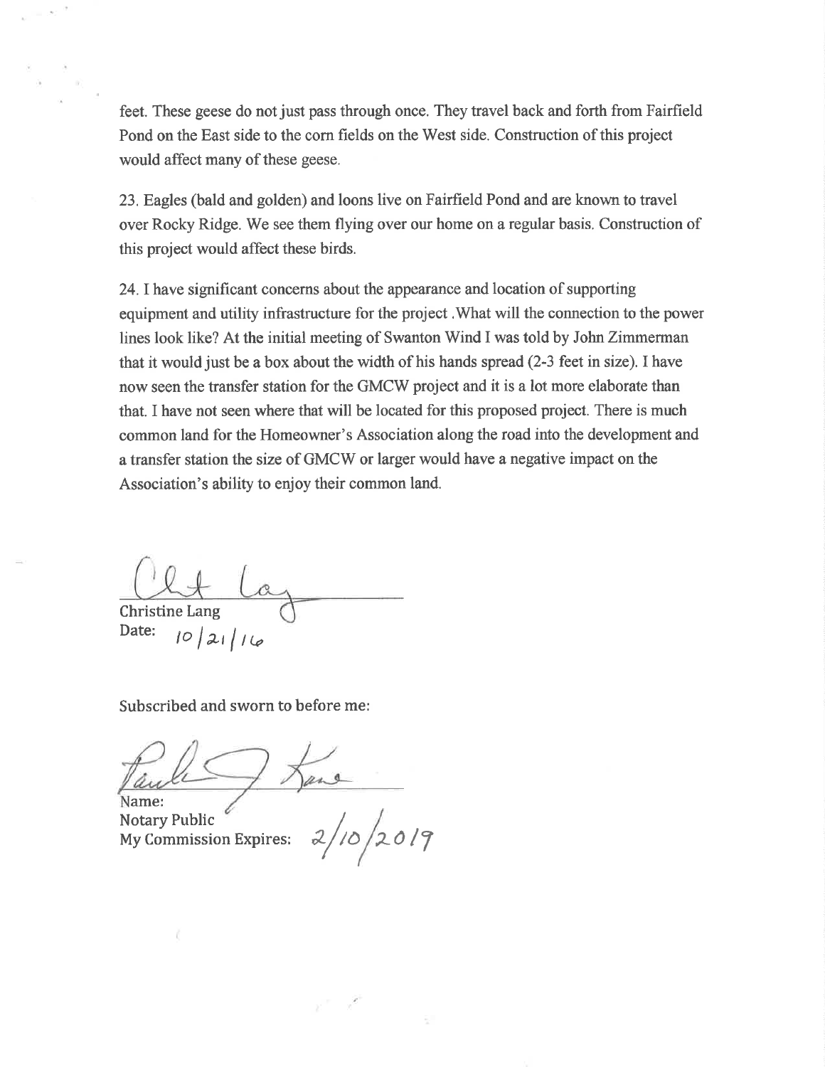feet. These geese do not just pass through once. They travel back and forth from Fairfield Pond on the East side to the corn fields on the West side. Construction of this project would affect many of these geese.

23. Eagles (bald and golden) and loons live on Fairfield Pond and are known to travel over Rocky Ridge. We see them flying over our home on a regular basis. Construction of this project would affect these birds.

24. I have significant concerns about the appearance and location of supporting equipment and utility infrastructure for the project . What will the connection to the power lines look like? At the initial meeting of Swanton Wind I was told by John Zimmerman that it would just be a box about the width of his hands spread (2-3 feet in size). I have now seen the transfer station for the GMCW project and it is a lot more elaborate than that. I have not seen where that will be located for this proposed project. There is much common land for the Homeowner's Association along the road into the development and a transfer station the size of GMCW or larger would have a negative impact on the Association's ability to enjoy their common land.

Christine Lang

Date: 10/21/16

Subscribed and sworn to before me:

Name:

Notary Public

My Commission Expires: 2/10/2019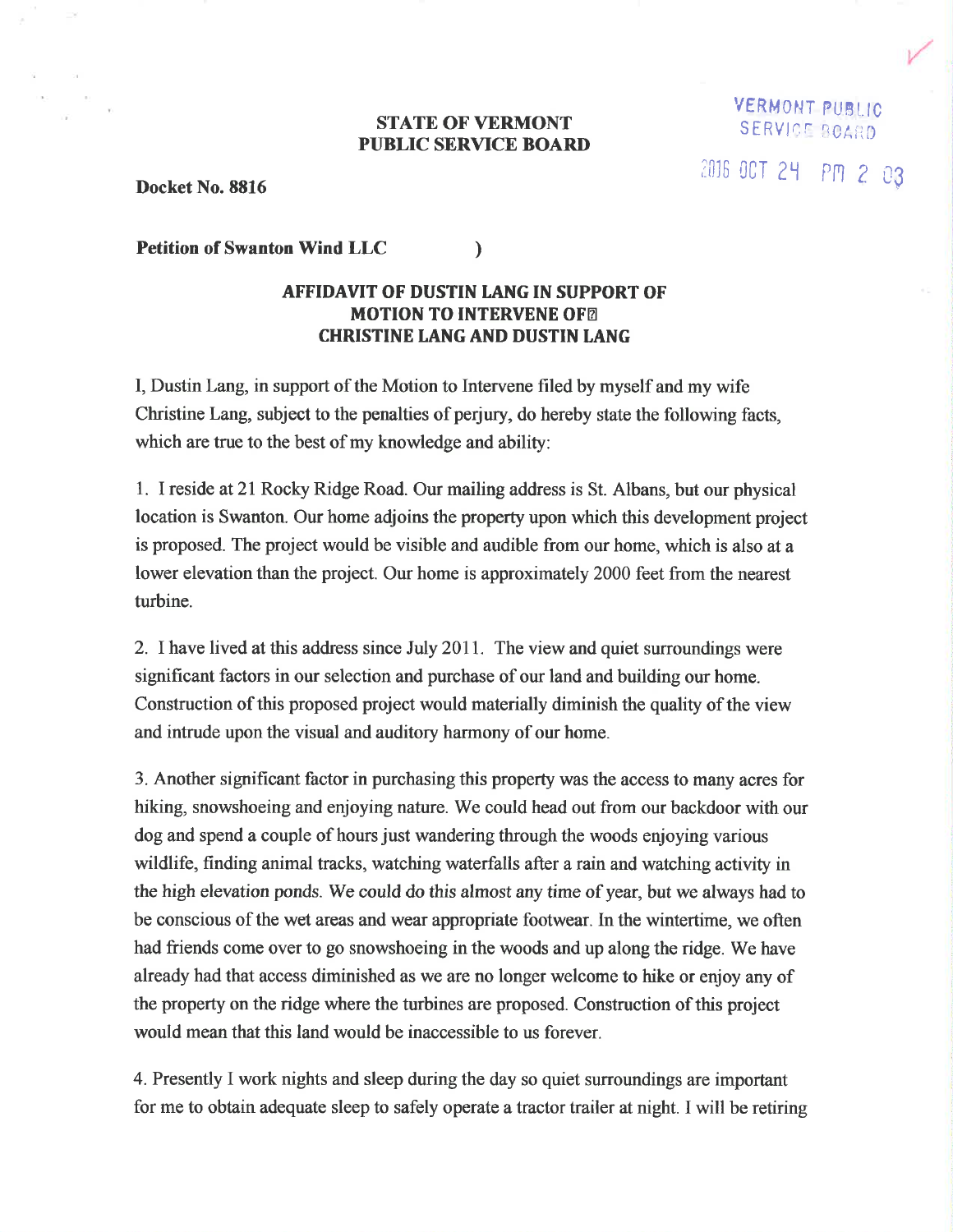**STATE OF VERMONT**
**PUBLIC SERVICE BOARD**

VERMONT PUBLIC SERVICE BOARD

2016 OCT 24 PM 2 03

**Docket No. 8816**

**Petition of Swanton Wind LLC** )

**AFFIDAVIT OF DUSTIN LANG IN SUPPORT OF MOTION TO INTERVENE OF CHRISTINE LANG AND DUSTIN LANG**

I, Dustin Lang, in support of the Motion to Intervene filed by myself and my wife Christine Lang, subject to the penalties of perjury, do hereby state the following facts, which are true to the best of my knowledge and ability:

1. I reside at 21 Rocky Ridge Road. Our mailing address is St. Albans, but our physical location is Swanton. Our home adjoins the property upon which this development project is proposed. The project would be visible and audible from our home, which is also at a lower elevation than the project. Our home is approximately 2000 feet from the nearest turbine.

2. I have lived at this address since July 2011. The view and quiet surroundings were significant factors in our selection and purchase of our land and building our home. Construction of this proposed project would materially diminish the quality of the view and intrude upon the visual and auditory harmony of our home.

3. Another significant factor in purchasing this property was the access to many acres for hiking, snowshoeing and enjoying nature. We could head out from our backdoor with our dog and spend a couple of hours just wandering through the woods enjoying various wildlife, finding animal tracks, watching waterfalls after a rain and watching activity in the high elevation ponds. We could do this almost any time of year, but we always had to be conscious of the wet areas and wear appropriate footwear. In the wintertime, we often had friends come over to go snowshoeing in the woods and up along the ridge. We have already had that access diminished as we are no longer welcome to hike or enjoy any of the property on the ridge where the turbines are proposed. Construction of this project would mean that this land would be inaccessible to us forever.

4. Presently I work nights and sleep during the day so quiet surroundings are important for me to obtain adequate sleep to safely operate a tractor trailer at night. I will be retiring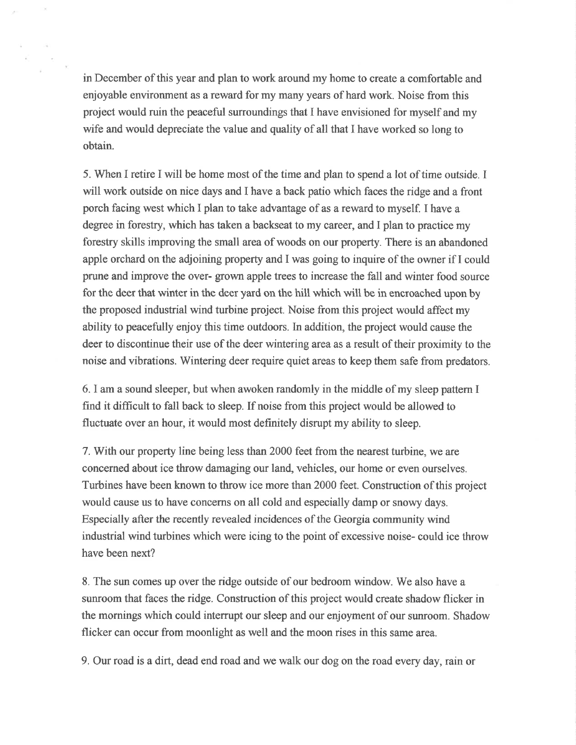in December of this year and plan to work around my home to create a comfortable and enjoyable environment as a reward for my many years of hard work. Noise from this project would ruin the peaceful surroundings that I have envisioned for myself and my wife and would depreciate the value and quality of all that I have worked so long to obtain.

5. When I retire I will be home most of the time and plan to spend a lot of time outside. I will work outside on nice days and I have a back patio which faces the ridge and a front porch facing west which I plan to take advantage of as a reward to myself. I have a degree in forestry, which has taken a backseat to my career, and I plan to practice my forestry skills improving the small area of woods on our property. There is an abandoned apple orchard on the adjoining property and I was going to inquire of the owner if I could prune and improve the over- grown apple trees to increase the fall and winter food source for the deer that winter in the deer yard on the hill which will be in encroached upon by the proposed industrial wind turbine project. Noise from this project would affect my ability to peacefully enjoy this time outdoors. In addition, the project would cause the deer to discontinue their use of the deer wintering area as a result of their proximity to the noise and vibrations. Wintering deer require quiet areas to keep them safe from predators.

6. I am a sound sleeper, but when awoken randomly in the middle of my sleep pattern I find it difficult to fall back to sleep. If noise from this project would be allowed to fluctuate over an hour, it would most definitely disrupt my ability to sleep.

7. With our property line being less than 2000 feet from the nearest turbine, we are concerned about ice throw damaging our land, vehicles, our home or even ourselves. Turbines have been known to throw ice more than 2000 feet. Construction of this project would cause us to have concerns on all cold and especially damp or snowy days. Especially after the recently revealed incidences of the Georgia community wind industrial wind turbines which were icing to the point of excessive noise- could ice throw have been next?

8. The sun comes up over the ridge outside of our bedroom window. We also have a sunroom that faces the ridge. Construction of this project would create shadow flicker in the mornings which could interrupt our sleep and our enjoyment of our sunroom. Shadow flicker can occur from moonlight as well and the moon rises in this same area.

9. Our road is a dirt, dead end road and we walk our dog on the road every day, rain or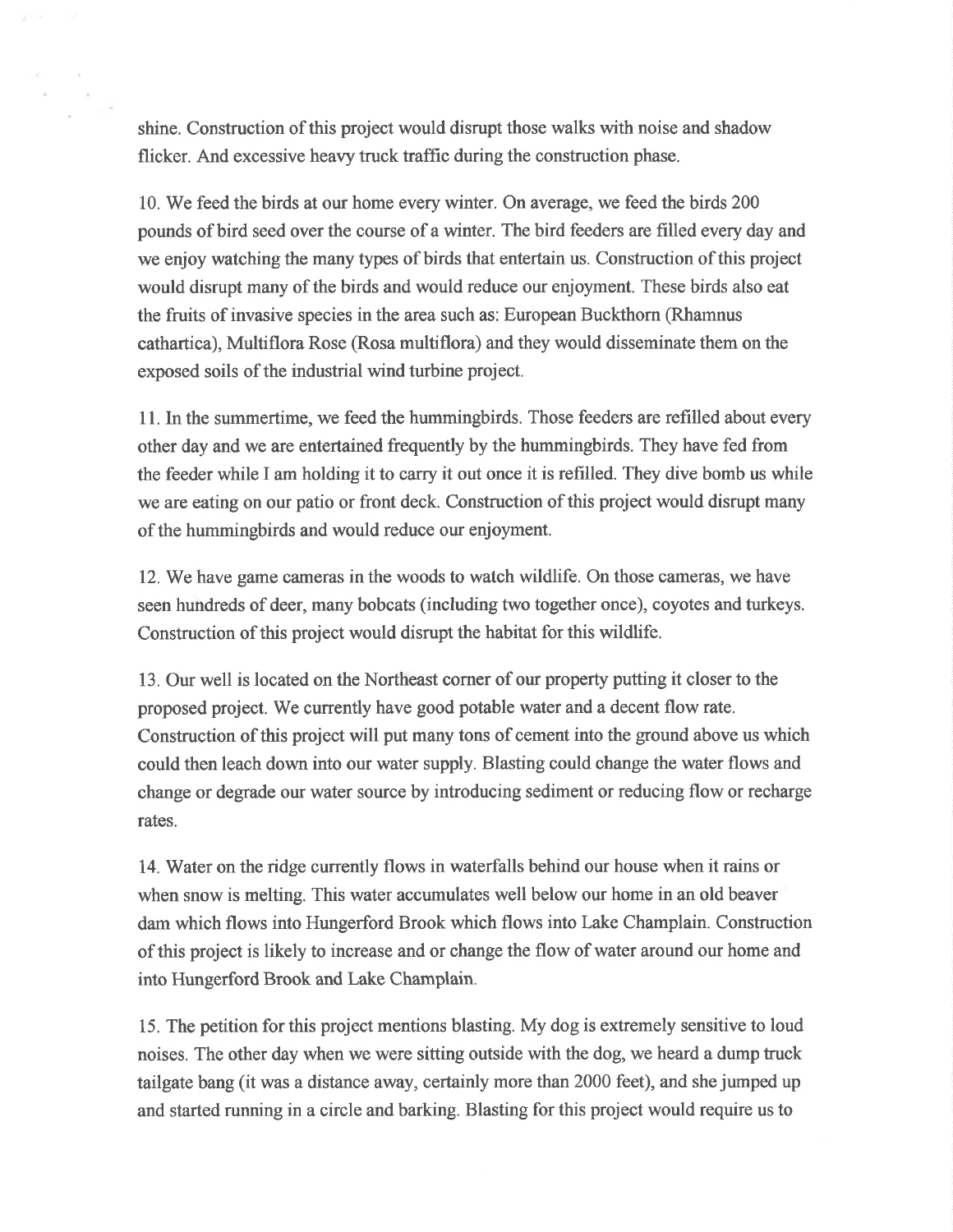shine. Construction of this project would disrupt those walks with noise and shadow flicker. And excessive heavy truck traffic during the construction phase.

10. We feed the birds at our home every winter. On average, we feed the birds 200 pounds of bird seed over the course of a winter. The bird feeders are filled every day and we enjoy watching the many types of birds that entertain us. Construction of this project would disrupt many of the birds and would reduce our enjoyment. These birds also eat the fruits of invasive species in the area such as: European Buckthorn (Rhamnus cathartica), Multiflora Rose (Rosa multiflora) and they would disseminate them on the exposed soils of the industrial wind turbine project.

11. In the summertime, we feed the hummingbirds. Those feeders are refilled about every other day and we are entertained frequently by the hummingbirds. They have fed from the feeder while I am holding it to carry it out once it is refilled. They dive bomb us while we are eating on our patio or front deck. Construction of this project would disrupt many of the hummingbirds and would reduce our enjoyment.

12. We have game cameras in the woods to watch wildlife. On those cameras, we have seen hundreds of deer, many bobcats (including two together once), coyotes and turkeys. Construction of this project would disrupt the habitat for this wildlife.

13. Our well is located on the Northeast corner of our property putting it closer to the proposed project. We currently have good potable water and a decent flow rate. Construction of this project will put many tons of cement into the ground above us which could then leach down into our water supply. Blasting could change the water flows and change or degrade our water source by introducing sediment or reducing flow or recharge rates.

14. Water on the ridge currently flows in waterfalls behind our house when it rains or when snow is melting. This water accumulates well below our home in an old beaver dam which flows into Hungerford Brook which flows into Lake Champlain. Construction of this project is likely to increase and or change the flow of water around our home and into Hungerford Brook and Lake Champlain.

15. The petition for this project mentions blasting. My dog is extremely sensitive to loud noises. The other day when we were sitting outside with the dog, we heard a dump truck tailgate bang (it was a distance away, certainly more than 2000 feet), and she jumped up and started running in a circle and barking. Blasting for this project would require us to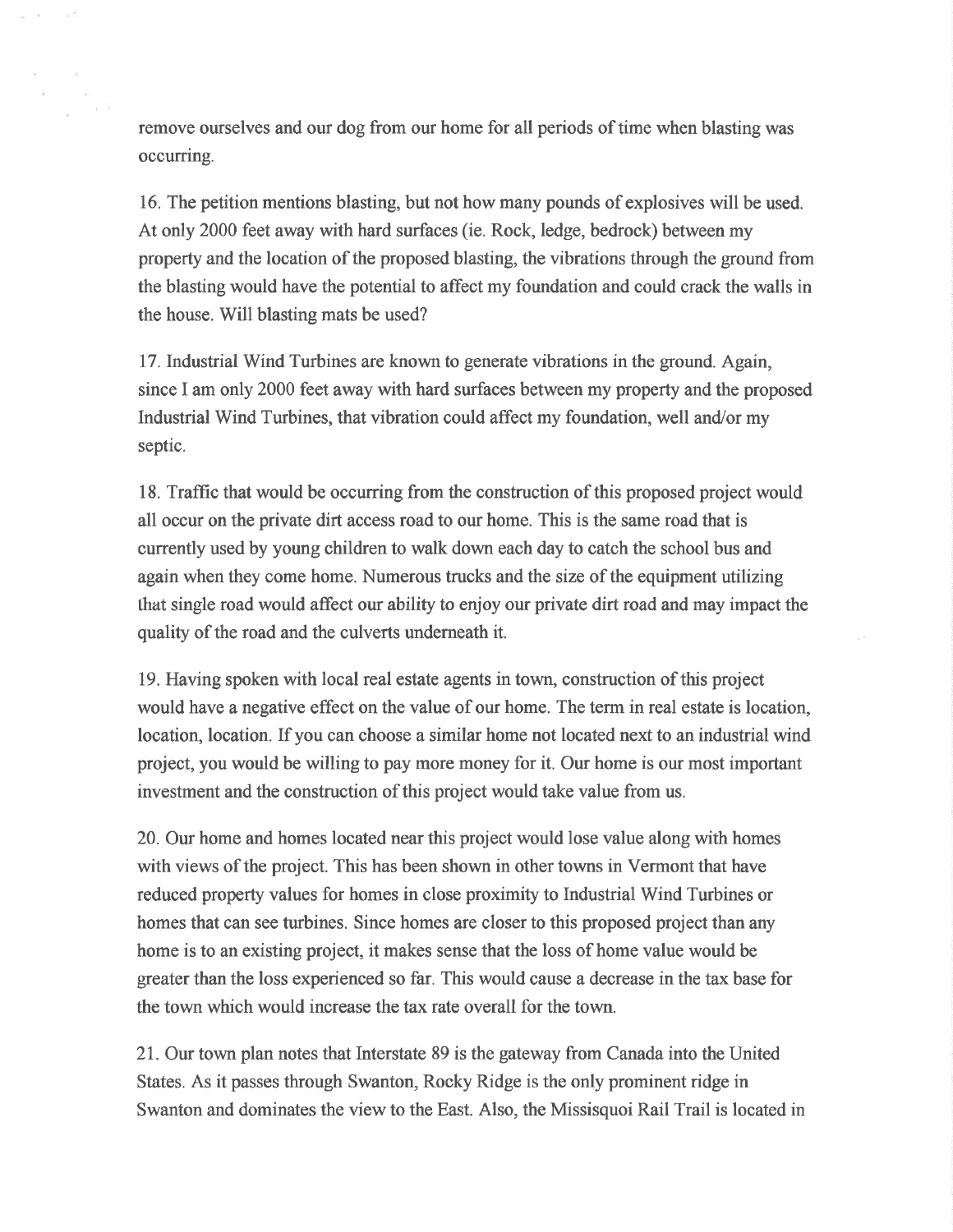remove ourselves and our dog from our home for all periods of time when blasting was occurring.

16. The petition mentions blasting, but not how many pounds of explosives will be used. At only 2000 feet away with hard surfaces (ie. Rock, ledge, bedrock) between my property and the location of the proposed blasting, the vibrations through the ground from the blasting would have the potential to affect my foundation and could crack the walls in the house. Will blasting mats be used?

17. Industrial Wind Turbines are known to generate vibrations in the ground. Again, since I am only 2000 feet away with hard surfaces between my property and the proposed Industrial Wind Turbines, that vibration could affect my foundation, well and/or my septic.

18. Traffic that would be occurring from the construction of this proposed project would all occur on the private dirt access road to our home. This is the same road that is currently used by young children to walk down each day to catch the school bus and again when they come home. Numerous trucks and the size of the equipment utilizing that single road would affect our ability to enjoy our private dirt road and may impact the quality of the road and the culverts underneath it.

19. Having spoken with local real estate agents in town, construction of this project would have a negative effect on the value of our home. The term in real estate is location, location, location. If you can choose a similar home not located next to an industrial wind project, you would be willing to pay more money for it. Our home is our most important investment and the construction of this project would take value from us.

20. Our home and homes located near this project would lose value along with homes with views of the project. This has been shown in other towns in Vermont that have reduced property values for homes in close proximity to Industrial Wind Turbines or homes that can see turbines. Since homes are closer to this proposed project than any home is to an existing project, it makes sense that the loss of home value would be greater than the loss experienced so far. This would cause a decrease in the tax base for the town which would increase the tax rate overall for the town.

21. Our town plan notes that Interstate 89 is the gateway from Canada into the United States. As it passes through Swanton, Rocky Ridge is the only prominent ridge in Swanton and dominates the view to the East. Also, the Missisquoi Rail Trail is located in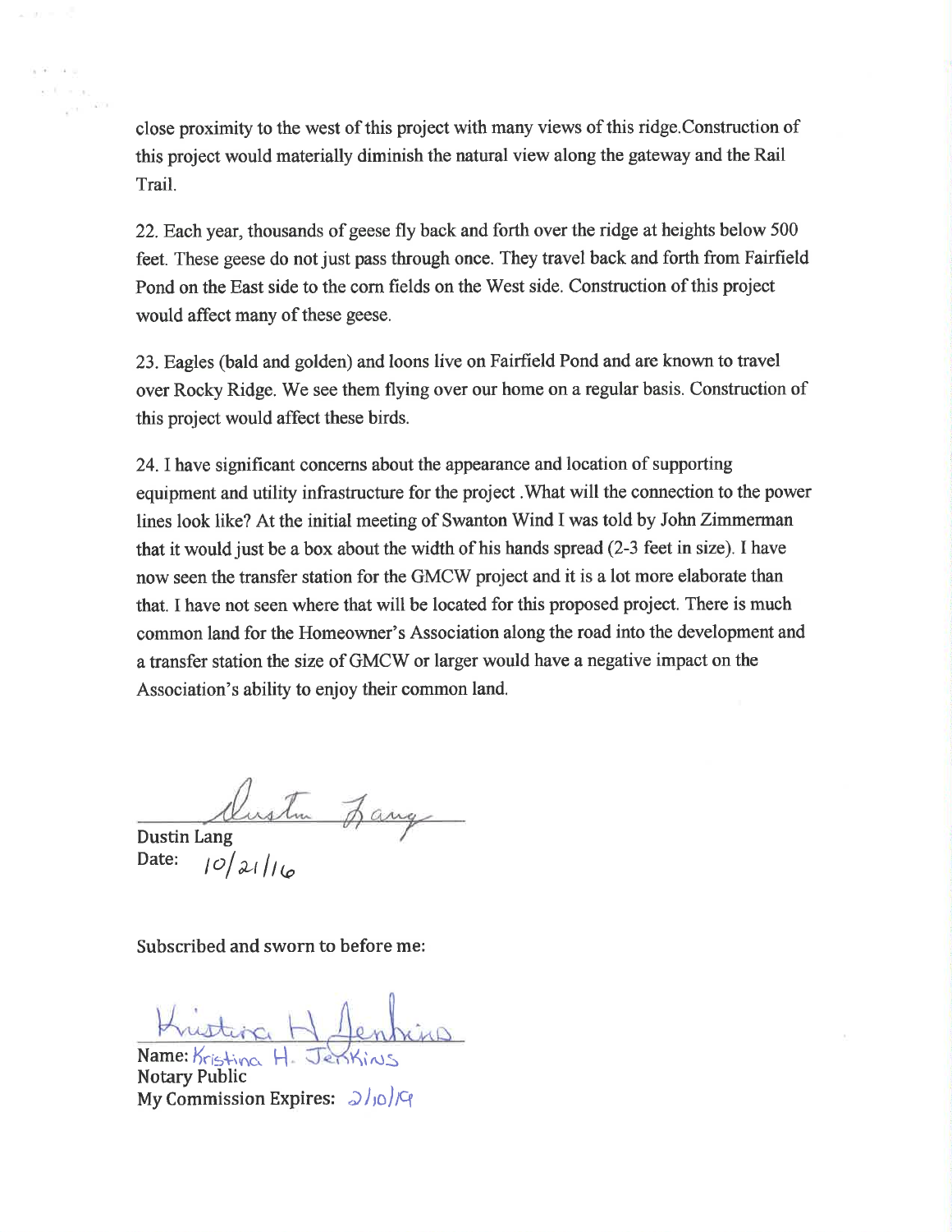close proximity to the west of this project with many views of this ridge.Construction of this project would materially diminish the natural view along the gateway and the Rail Trail.

22. Each year, thousands of geese fly back and forth over the ridge at heights below 500 feet. These geese do not just pass through once. They travel back and forth from Fairfield Pond on the East side to the corn fields on the West side. Construction of this project would affect many of these geese.

23. Eagles (bald and golden) and loons live on Fairfield Pond and are known to travel over Rocky Ridge. We see them flying over our home on a regular basis. Construction of this project would affect these birds.

24. I have significant concerns about the appearance and location of supporting equipment and utility infrastructure for the project .What will the connection to the power lines look like? At the initial meeting of Swanton Wind I was told by John Zimmerman that it would just be a box about the width of his hands spread (2-3 feet in size). I have now seen the transfer station for the GMCW project and it is a lot more elaborate than that. I have not seen where that will be located for this proposed project. There is much common land for the Homeowner's Association along the road into the development and a transfer station the size of GMCW or larger would have a negative impact on the Association's ability to enjoy their common land.

Dustin Lang
Date: 10/21/16

Subscribed and sworn to before me:

Name: Kristina H. Jenkins
Notary Public
My Commission Expires: 2/10/19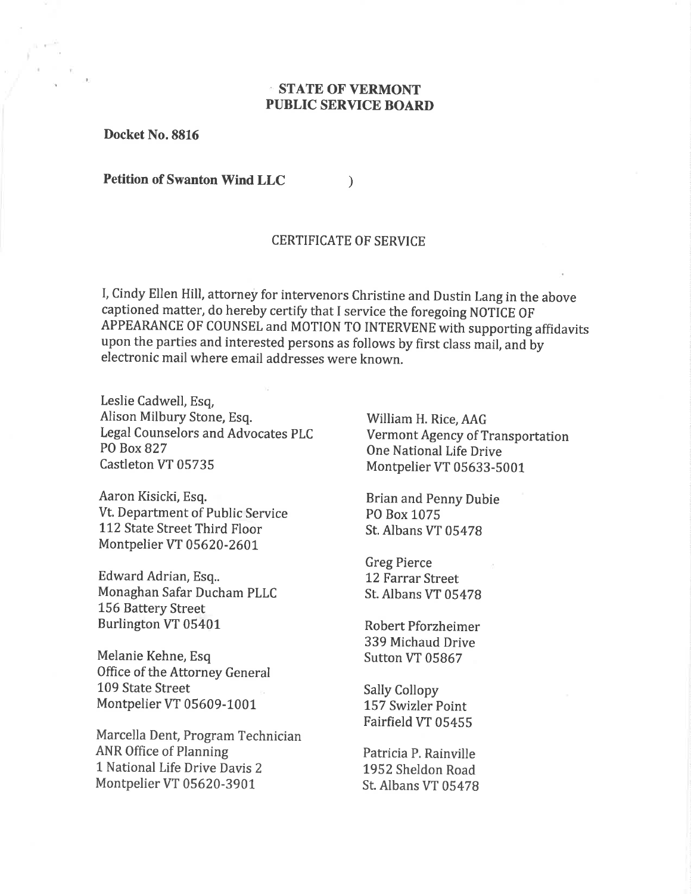**STATE OF VERMONT**
**PUBLIC SERVICE BOARD**

**Docket No. 8816**

**Petition of Swanton Wind LLC** )

CERTIFICATE OF SERVICE

I, Cindy Ellen Hill, attorney for intervenors Christine and Dustin Lang in the above captioned matter, do hereby certify that I service the foregoing NOTICE OF APPEARANCE OF COUNSEL and MOTION TO INTERVENE with supporting affidavits upon the parties and interested persons as follows by first class mail, and by electronic mail where email addresses were known.

Leslie Cadwell, Esq,
Alison Milbury Stone, Esq.
Legal Counselors and Advocates PLC
PO Box 827
Castleton VT 05735

Aaron Kisicki, Esq.
Vt. Department of Public Service
112 State Street Third Floor
Montpelier VT 05620-2601

Edward Adrian, Esq..
Monaghan Safar Ducham PLLC
156 Battery Street
Burlington VT 05401

Melanie Kehne, Esq
Office of the Attorney General
109 State Street
Montpelier VT 05609-1001

Marcella Dent, Program Technician
ANR Office of Planning
1 National Life Drive Davis 2
Montpelier VT 05620-3901

William H. Rice, AAG
Vermont Agency of Transportation
One National Life Drive
Montpelier VT 05633-5001

Brian and Penny Dubie
PO Box 1075
St. Albans VT 05478

Greg Pierce
12 Farrar Street
St. Albans VT 05478

Robert Pforzheimer
339 Michaud Drive
Sutton VT 05867

Sally Collopy
157 Swizler Point
Fairfield VT 05455

Patricia P. Rainville
1952 Sheldon Road
St. Albans VT 05478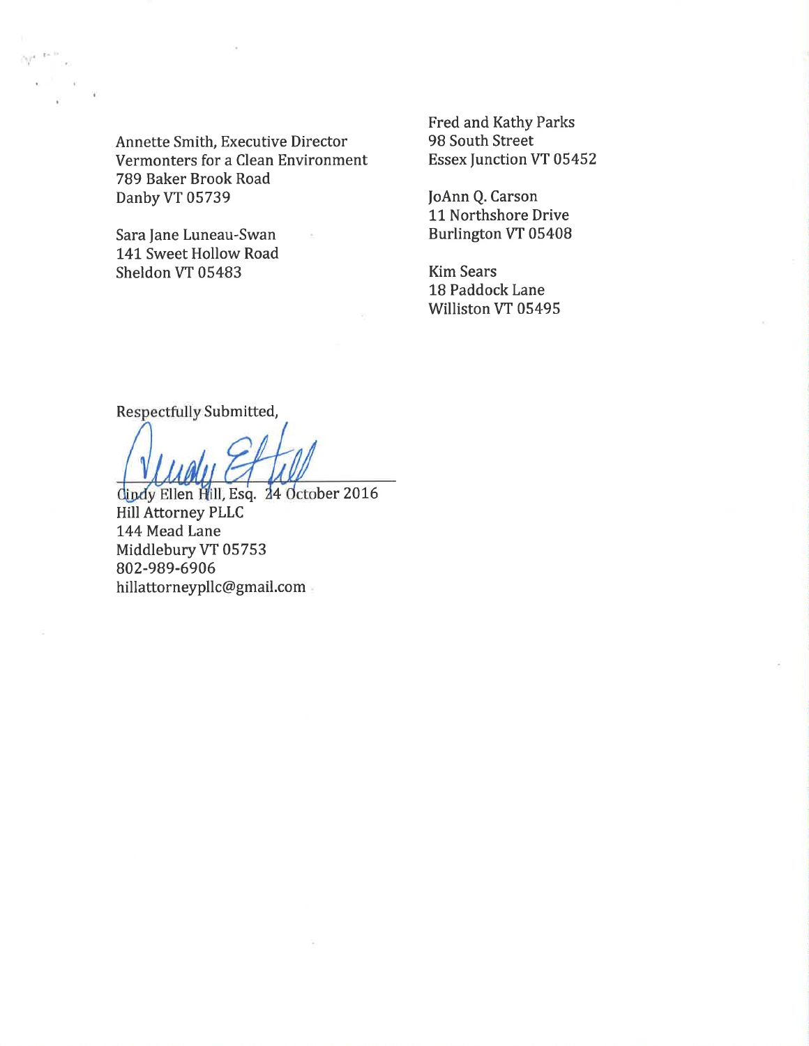Annette Smith, Executive Director
Vermonters for a Clean Environment
789 Baker Brook Road
Danby VT 05739

Sara Jane Luneau-Swan
141 Sweet Hollow Road
Sheldon VT 05483

Fred and Kathy Parks
98 South Street
Essex Junction VT 05452

JoAnn Q. Carson
11 Northshore Drive
Burlington VT 05408

Kim Sears
18 Paddock Lane
Williston VT 05495

Respectfully Submitted,

Cindy Ellen Hill, Esq. 24 October 2016
Hill Attorney PLLC
144 Mead Lane
Middlebury VT 05753
802-989-6906
hillattorneypllc@gmail.com